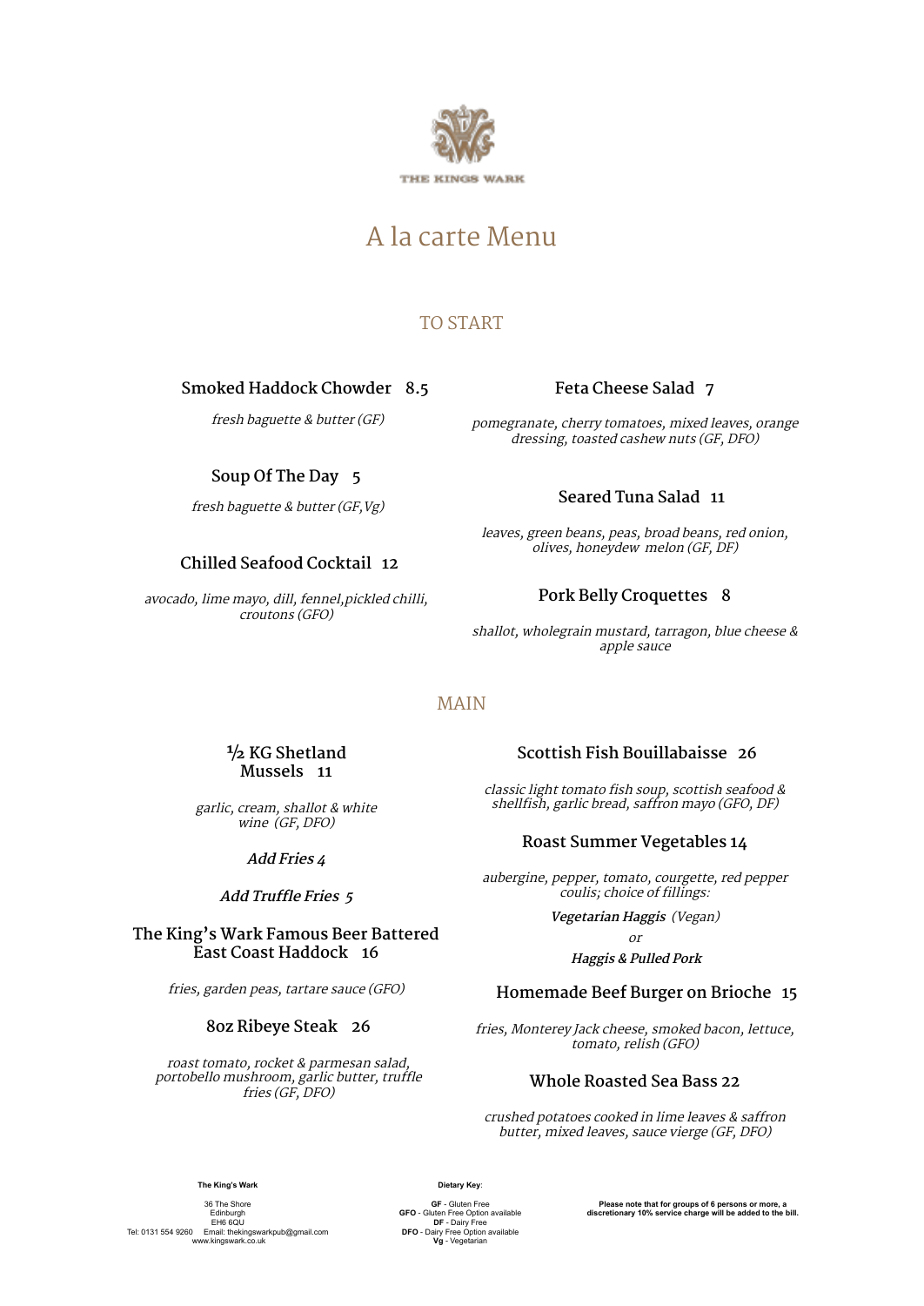THE KINGS WARK

# A la carte Menu

## TO START

### Smoked Haddock Chowder 8.5

*fresh baguette & butter (GF)*

### Soup Of The Day 5

*fresh baguette & butter (GF,Vg)*

### Chilled Seafood Cocktail 12

*avocado, lime mayo, dill, fennel,pickled chilli, croutons (GFO)*

### Feta Cheese Salad 7

*pomegranate, cherry tomatoes, mixed leaves, orange dressing, toasted cashew nuts (GF, DFO)*

### Seared Tuna Salad 11

*leaves, green beans, peas, broad beans, red onion, olives, honeydew melon (GF, DF)*

### Pork Belly Croquettes 8

*shallot, wholegrain mustard, tarragon, blue cheese & apple sauce*

## MAIN

### ½ KG Shetland Mussels 11

*garlic, cream, shallot & white wine (GF, DFO)*

***Add Fries 4***

***Add Truffle Fries 5***

### The King's Wark Famous Beer Battered East Coast Haddock 16

*fries, garden peas, tartare sauce (GFO)*

### 8oz Ribeye Steak 26

*roast tomato, rocket & parmesan salad, portobello mushroom, garlic butter, truffle fries (GF, DFO)*

### Scottish Fish Bouillabaisse 26

*classic light tomato fish soup, scottish seafood & shellfish, garlic bread, saffron mayo (GFO, DF)*

### Roast Summer Vegetables 14

*aubergine, pepper, tomato, courgette, red pepper coulis; choice of fillings:*

***Vegetarian Haggis*** *(Vegan)*

*or*

***Haggis & Pulled Pork***

### Homemade Beef Burger on Brioche 15

*fries, Monterey Jack cheese, smoked bacon, lettuce, tomato, relish (GFO)*

### Whole Roasted Sea Bass 22

*crushed potatoes cooked in lime leaves & saffron butter, mixed leaves, sauce vierge (GF, DFO)*

---

**The King's Wark**

36 The Shore
Edinburgh
EH6 6QU
Tel: 0131 554 9260 Email: thekingswarkpub@gmail.com
www.kingswark.co.uk

**Dietary Key**:

**GF** - Gluten Free
**GFO** - Gluten Free Option available
**DF** - Dairy Free
**DFO** - Dairy Free Option available
**Vg** - Vegetarian

**Please note that for groups of 6 persons or more, a discretionary 10% service charge will be added to the bill.**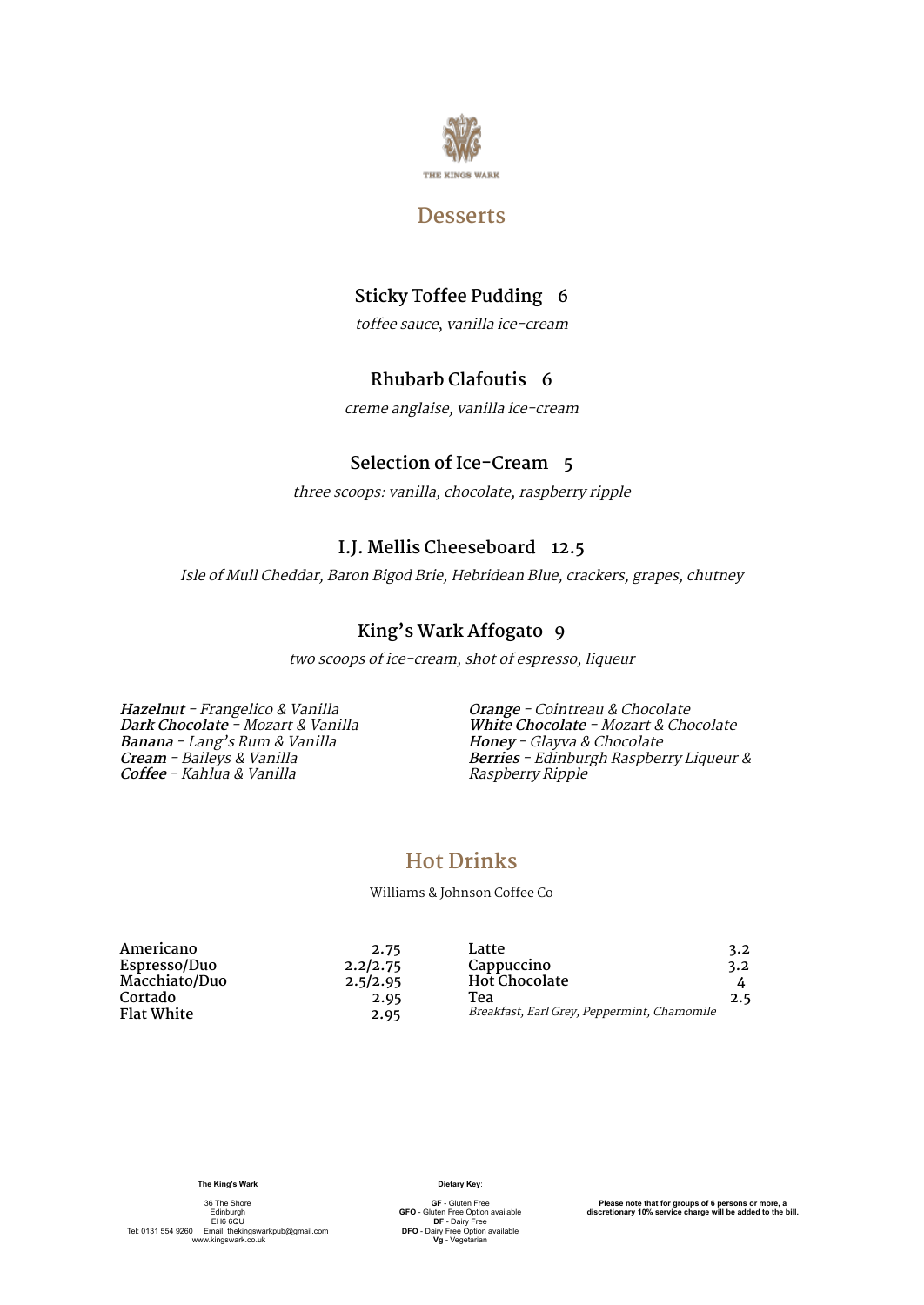THE KINGS WARK

# Desserts

### Sticky Toffee Pudding 6

*toffee sauce, vanilla ice-cream*

### Rhubarb Clafoutis 6

*creme anglaise, vanilla ice-cream*

### Selection of Ice-Cream 5

*three scoops: vanilla, chocolate, raspberry ripple*

### I.J. Mellis Cheeseboard 12.5

*Isle of Mull Cheddar, Baron Bigod Brie, Hebridean Blue, crackers, grapes, chutney*

### King's Wark Affogato 9

*two scoops of ice-cream, shot of espresso, liqueur*

***Hazelnut*** *- Frangelico & Vanilla*
***Dark Chocolate*** *- Mozart & Vanilla*
***Banana*** *- Lang's Rum & Vanilla*
***Cream*** *- Baileys & Vanilla*
***Coffee*** *- Kahlua & Vanilla*

***Orange*** *- Cointreau & Chocolate*
***White Chocolate*** *- Mozart & Chocolate*
***Honey*** *- Glayva & Chocolate*
***Berries*** *- Edinburgh Raspberry Liqueur & Raspberry Ripple*

# Hot Drinks

Williams & Johnson Coffee Co

| | |
|---|---|
| Americano | 2.75 |
| Espresso/Duo | 2.2/2.75 |
| Macchiato/Duo | 2.5/2.95 |
| Cortado | 2.95 |
| Flat White | 2.95 |
| Latte | 3.2 |
| Cappuccino | 3.2 |
| Hot Chocolate | 4 |
| Tea | 2.5 |

*Breakfast, Earl Grey, Peppermint, Chamomile*

**The King's Wark**

36 The Shore
Edinburgh
EH6 6QU
Tel: 0131 554 9260 Email: thekingswarkpub@gmail.com
www.kingswark.co.uk

**Dietary Key**:

**GF** - Gluten Free
**GFO** - Gluten Free Option available
**DF** - Dairy Free
**DFO** - Dairy Free Option available
**Vg** - Vegetarian

**Please note that for groups of 6 persons or more, a discretionary 10% service charge will be added to the bill.**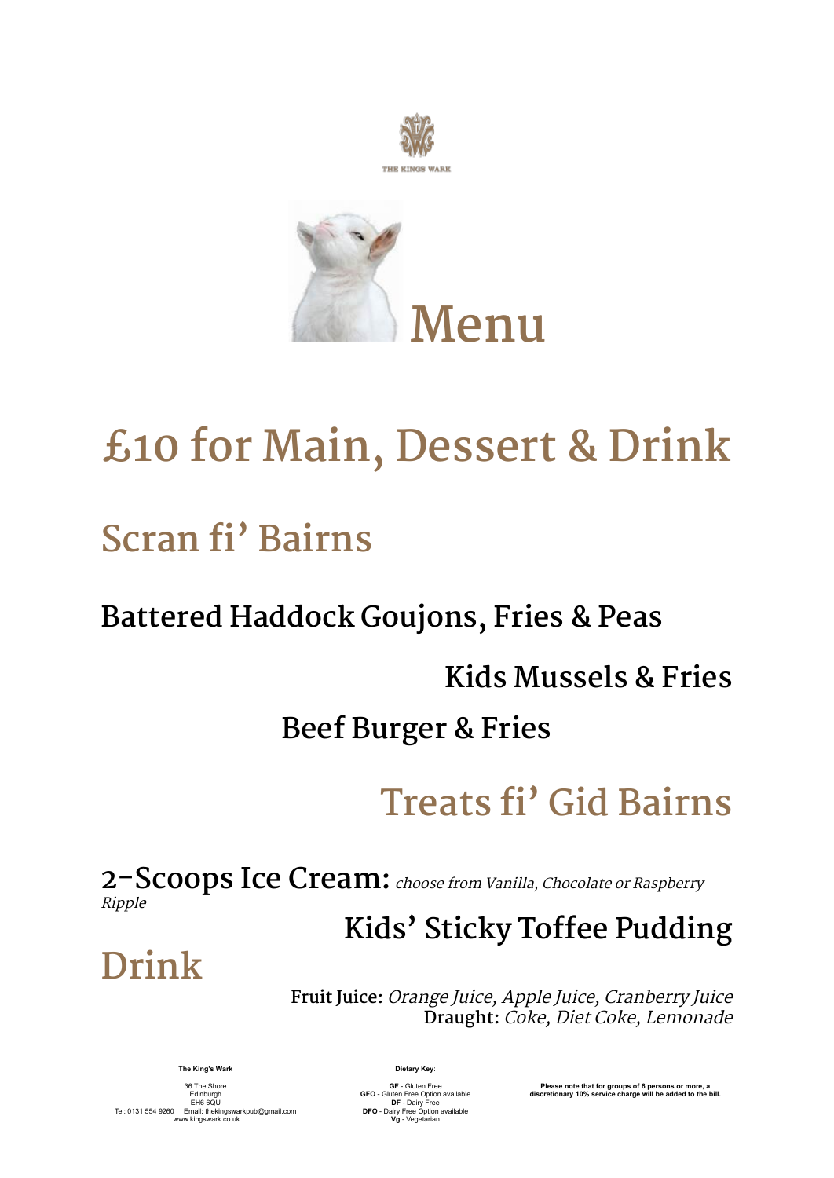THE KINGS WARK

# Menu

## £10 for Main, Dessert & Drink

## Scran fi' Bairns

### Battered Haddock Goujons, Fries & Peas

### Kids Mussels & Fries

### Beef Burger & Fries

## Treats fi' Gid Bairns

### 2-Scoops Ice Cream: *choose from Vanilla, Chocolate or Raspberry Ripple*

### Kids' Sticky Toffee Pudding

## Drink

**Fruit Juice:** *Orange Juice, Apple Juice, Cranberry Juice*
**Draught:** *Coke, Diet Coke, Lemonade*

**The King's Wark**

36 The Shore
Edinburgh
EH6 6QU
Tel: 0131 554 9260 Email: thekingswarkpub@gmail.com
www.kingswark.co.uk

**Dietary Key**:

**GF** - Gluten Free
**GFO** - Gluten Free Option available
**DF** - Dairy Free
**DFO** - Dairy Free Option available
**Vg** - Vegetarian

**Please note that for groups of 6 persons or more, a discretionary 10% service charge will be added to the bill.**